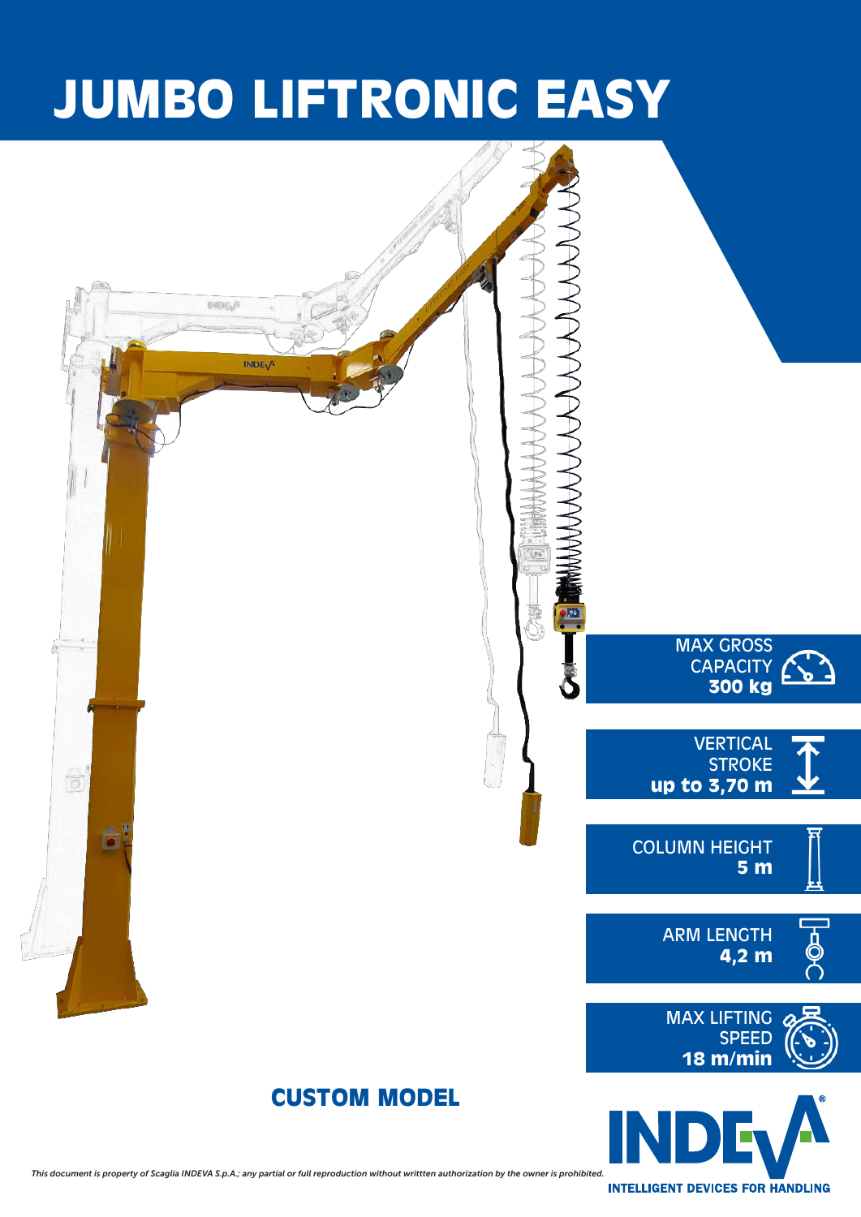# JUMBO LIFTRONIC EASY

MAX GROSS CAPACITY
**300 kg**

VERTICAL STROKE
**up to 3,70 m**

COLUMN HEIGHT
**5 m**

ARM LENGTH
**4,2 m**

MAX LIFTING SPEED
**18 m/min**

## CUSTOM MODEL

INDEVA®
INTELLIGENT DEVICES FOR HANDLING

*This document is property of Scaglia INDEVA S.p.A.; any partial or full reproduction without writtten authorization by the owner is prohibited.*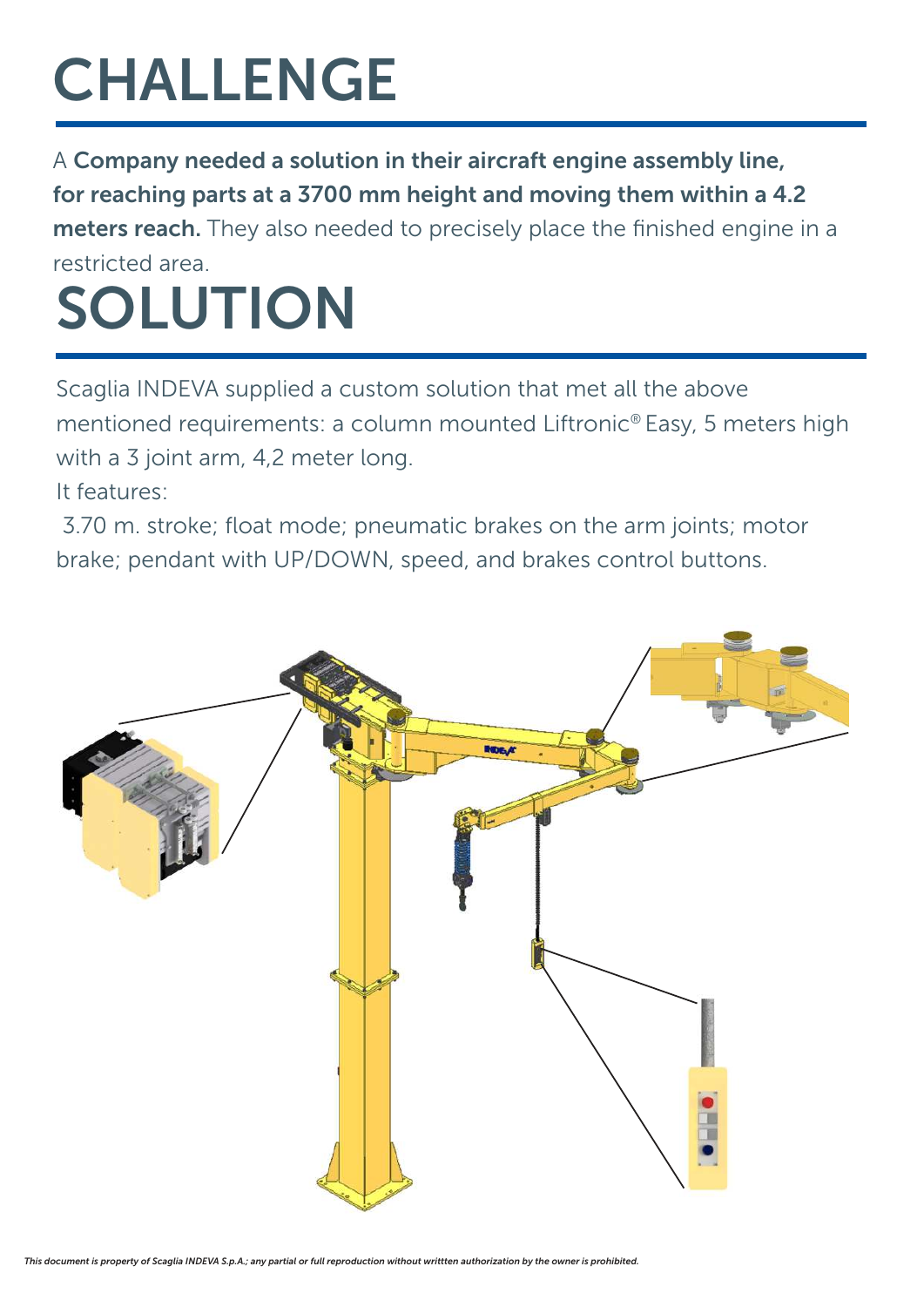# CHALLENGE

A **Company needed a solution in their aircraft engine assembly line, for reaching parts at a 3700 mm height and moving them within a 4.2 meters reach.** They also needed to precisely place the finished engine in a restricted area.

# SOLUTION

Scaglia INDEVA supplied a custom solution that met all the above mentioned requirements: a column mounted Liftronic® Easy, 5 meters high with a 3 joint arm, 4,2 meter long.

It features:

3.70 m. stroke; float mode; pneumatic brakes on the arm joints; motor brake; pendant with UP/DOWN, speed, and brakes control buttons.

*This document is property of Scaglia INDEVA S.p.A.; any partial or full reproduction without writtten authorization by the owner is prohibited.*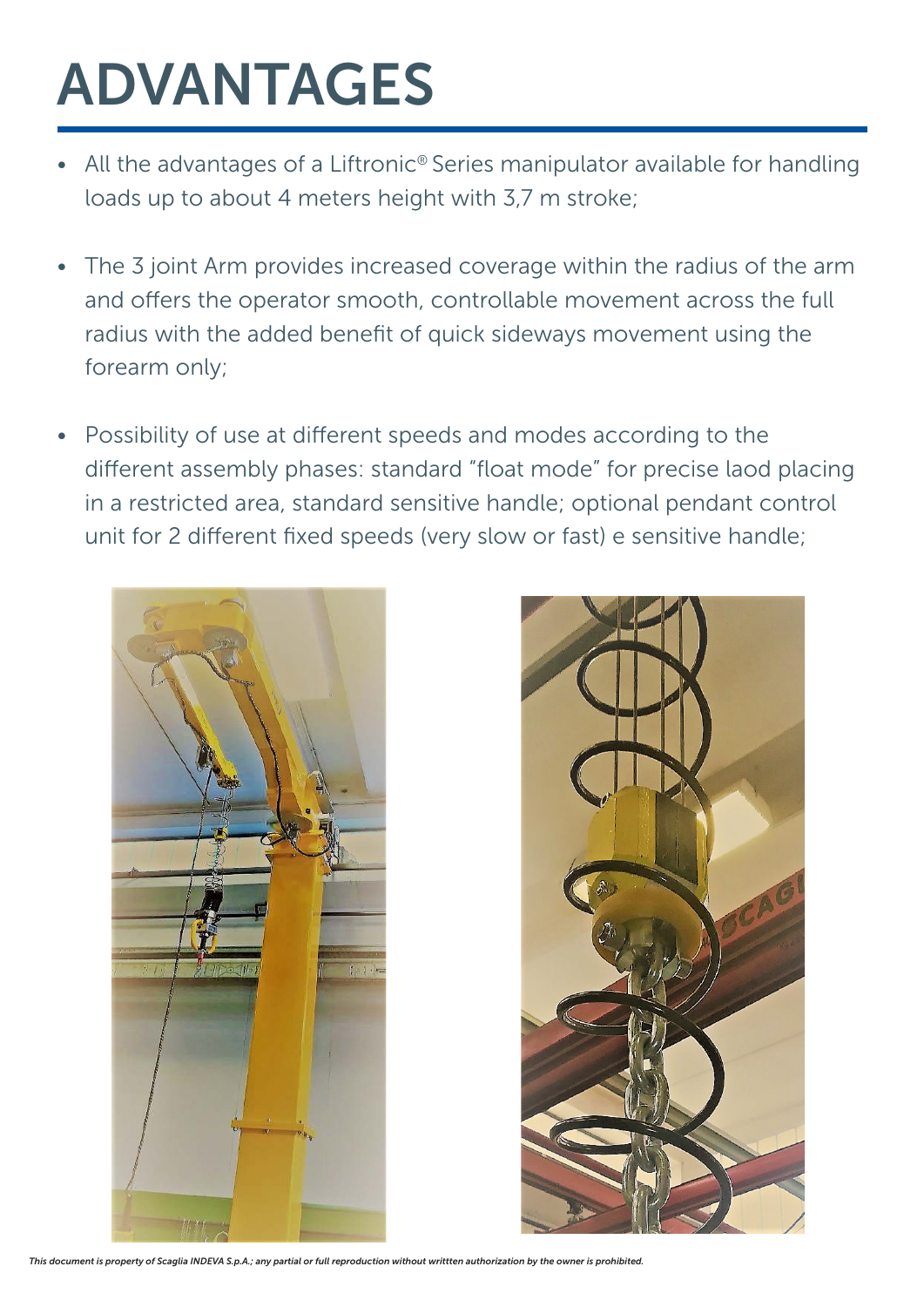# ADVANTAGES

- All the advantages of a Liftronic® Series manipulator available for handling loads up to about 4 meters height with 3,7 m stroke;
- The 3 joint Arm provides increased coverage within the radius of the arm and offers the operator smooth, controllable movement across the full radius with the added benefit of quick sideways movement using the forearm only;
- Possibility of use at different speeds and modes according to the different assembly phases: standard "float mode" for precise laod placing in a restricted area, standard sensitive handle; optional pendant control unit for 2 different fixed speeds (very slow or fast) e sensitive handle;

*This document is property of Scaglia INDEVA S.p.A.; any partial or full reproduction without writtten authorization by the owner is prohibited.*